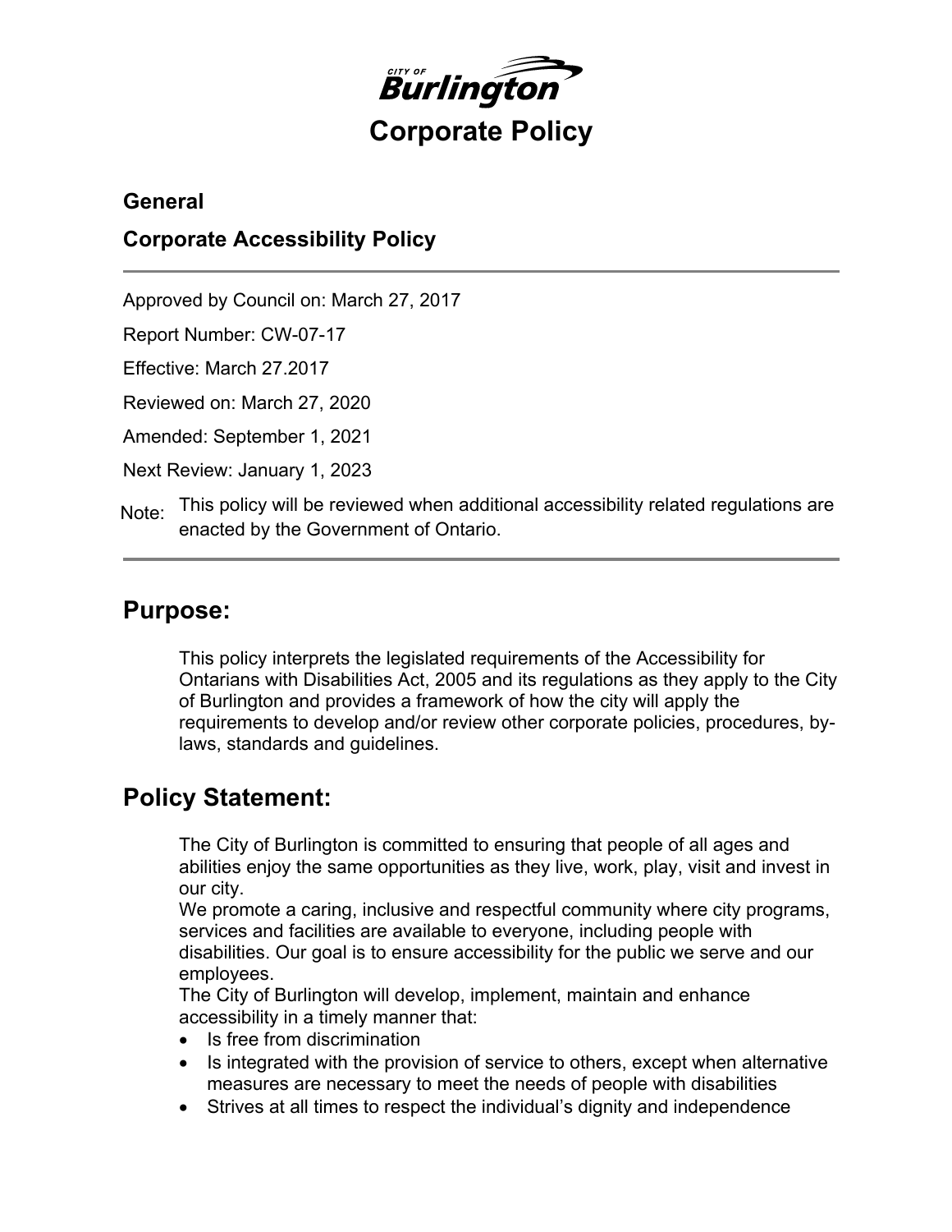# Corporate Policy

**City of Burlington**

## General

## Corporate Accessibility Policy

---

Approved by Council on: March 27, 2017

Report Number: CW-07-17

Effective: March 27.2017

Reviewed on: March 27, 2020

Amended: September 1, 2021

Next Review: January 1, 2023

Note: This policy will be reviewed when additional accessibility related regulations are enacted by the Government of Ontario.

---

## Purpose:

This policy interprets the legislated requirements of the Accessibility for Ontarians with Disabilities Act, 2005 and its regulations as they apply to the City of Burlington and provides a framework of how the city will apply the requirements to develop and/or review other corporate policies, procedures, by-laws, standards and guidelines.

## Policy Statement:

The City of Burlington is committed to ensuring that people of all ages and abilities enjoy the same opportunities as they live, work, play, visit and invest in our city.

We promote a caring, inclusive and respectful community where city programs, services and facilities are available to everyone, including people with disabilities. Our goal is to ensure accessibility for the public we serve and our employees.

The City of Burlington will develop, implement, maintain and enhance accessibility in a timely manner that:

- Is free from discrimination
- Is integrated with the provision of service to others, except when alternative measures are necessary to meet the needs of people with disabilities
- Strives at all times to respect the individual's dignity and independence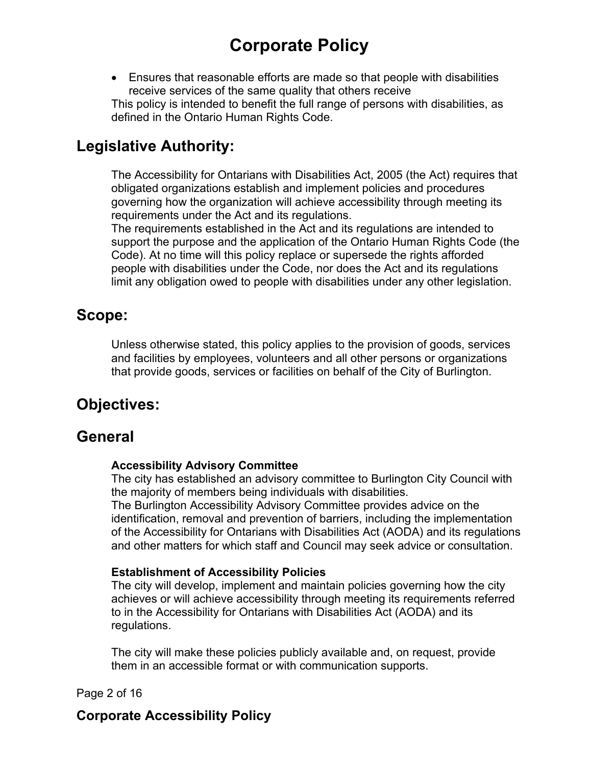- Ensures that reasonable efforts are made so that people with disabilities receive services of the same quality that others receive

This policy is intended to benefit the full range of persons with disabilities, as defined in the Ontario Human Rights Code.

## Legislative Authority:

The Accessibility for Ontarians with Disabilities Act, 2005 (the Act) requires that obligated organizations establish and implement policies and procedures governing how the organization will achieve accessibility through meeting its requirements under the Act and its regulations.

The requirements established in the Act and its regulations are intended to support the purpose and the application of the Ontario Human Rights Code (the Code). At no time will this policy replace or supersede the rights afforded people with disabilities under the Code, nor does the Act and its regulations limit any obligation owed to people with disabilities under any other legislation.

## Scope:

Unless otherwise stated, this policy applies to the provision of goods, services and facilities by employees, volunteers and all other persons or organizations that provide goods, services or facilities on behalf of the City of Burlington.

## Objectives:

## General

**Accessibility Advisory Committee**

The city has established an advisory committee to Burlington City Council with the majority of members being individuals with disabilities.

The Burlington Accessibility Advisory Committee provides advice on the identification, removal and prevention of barriers, including the implementation of the Accessibility for Ontarians with Disabilities Act (AODA) and its regulations and other matters for which staff and Council may seek advice or consultation.

**Establishment of Accessibility Policies**

The city will develop, implement and maintain policies governing how the city achieves or will achieve accessibility through meeting its requirements referred to in the Accessibility for Ontarians with Disabilities Act (AODA) and its regulations.

The city will make these policies publicly available and, on request, provide them in an accessible format or with communication supports.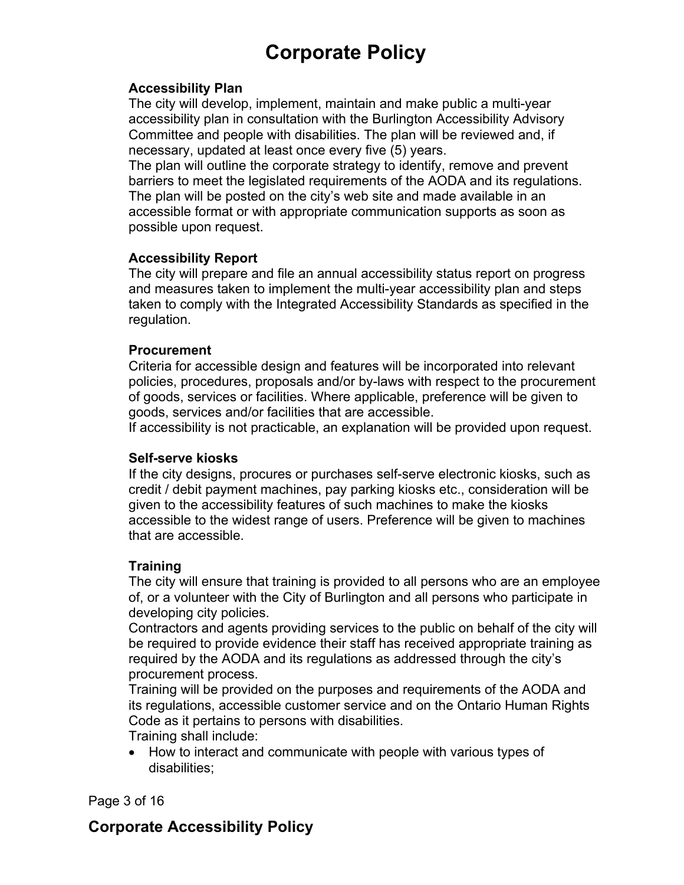### Accessibility Plan

The city will develop, implement, maintain and make public a multi-year accessibility plan in consultation with the Burlington Accessibility Advisory Committee and people with disabilities. The plan will be reviewed and, if necessary, updated at least once every five (5) years.
The plan will outline the corporate strategy to identify, remove and prevent barriers to meet the legislated requirements of the AODA and its regulations. The plan will be posted on the city's web site and made available in an accessible format or with appropriate communication supports as soon as possible upon request.

### Accessibility Report

The city will prepare and file an annual accessibility status report on progress and measures taken to implement the multi-year accessibility plan and steps taken to comply with the Integrated Accessibility Standards as specified in the regulation.

### Procurement

Criteria for accessible design and features will be incorporated into relevant policies, procedures, proposals and/or by-laws with respect to the procurement of goods, services or facilities. Where applicable, preference will be given to goods, services and/or facilities that are accessible.
If accessibility is not practicable, an explanation will be provided upon request.

### Self-serve kiosks

If the city designs, procures or purchases self-serve electronic kiosks, such as credit / debit payment machines, pay parking kiosks etc., consideration will be given to the accessibility features of such machines to make the kiosks accessible to the widest range of users. Preference will be given to machines that are accessible.

### Training

The city will ensure that training is provided to all persons who are an employee of, or a volunteer with the City of Burlington and all persons who participate in developing city policies.
Contractors and agents providing services to the public on behalf of the city will be required to provide evidence their staff has received appropriate training as required by the AODA and its regulations as addressed through the city's procurement process.
Training will be provided on the purposes and requirements of the AODA and its regulations, accessible customer service and on the Ontario Human Rights Code as it pertains to persons with disabilities.
Training shall include:

- How to interact and communicate with people with various types of disabilities;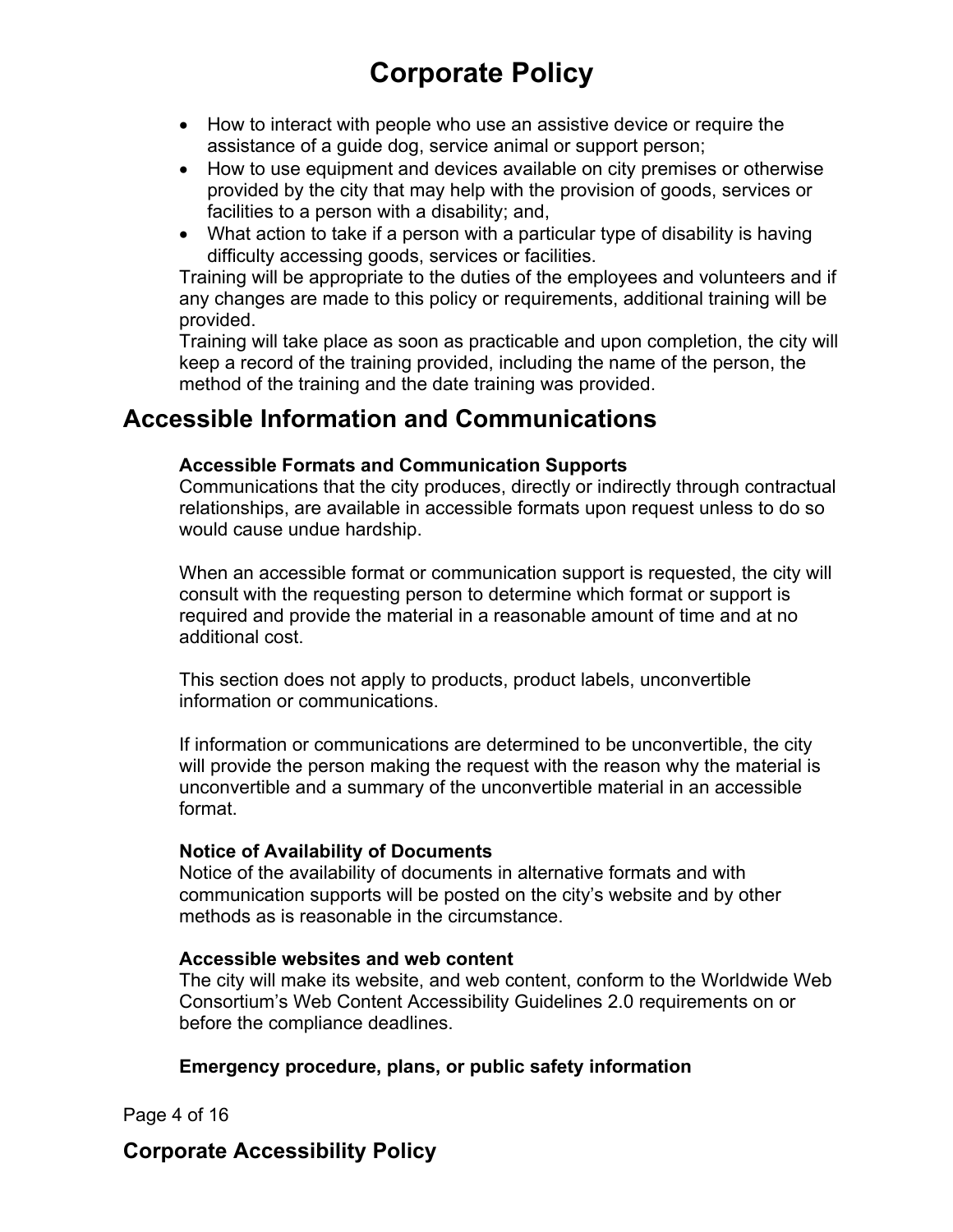- How to interact with people who use an assistive device or require the assistance of a guide dog, service animal or support person;
- How to use equipment and devices available on city premises or otherwise provided by the city that may help with the provision of goods, services or facilities to a person with a disability; and,
- What action to take if a person with a particular type of disability is having difficulty accessing goods, services or facilities.

Training will be appropriate to the duties of the employees and volunteers and if any changes are made to this policy or requirements, additional training will be provided.

Training will take place as soon as practicable and upon completion, the city will keep a record of the training provided, including the name of the person, the method of the training and the date training was provided.

## Accessible Information and Communications

### Accessible Formats and Communication Supports

Communications that the city produces, directly or indirectly through contractual relationships, are available in accessible formats upon request unless to do so would cause undue hardship.

When an accessible format or communication support is requested, the city will consult with the requesting person to determine which format or support is required and provide the material in a reasonable amount of time and at no additional cost.

This section does not apply to products, product labels, unconvertible information or communications.

If information or communications are determined to be unconvertible, the city will provide the person making the request with the reason why the material is unconvertible and a summary of the unconvertible material in an accessible format.

### Notice of Availability of Documents

Notice of the availability of documents in alternative formats and with communication supports will be posted on the city's website and by other methods as is reasonable in the circumstance.

### Accessible websites and web content

The city will make its website, and web content, conform to the Worldwide Web Consortium's Web Content Accessibility Guidelines 2.0 requirements on or before the compliance deadlines.

### Emergency procedure, plans, or public safety information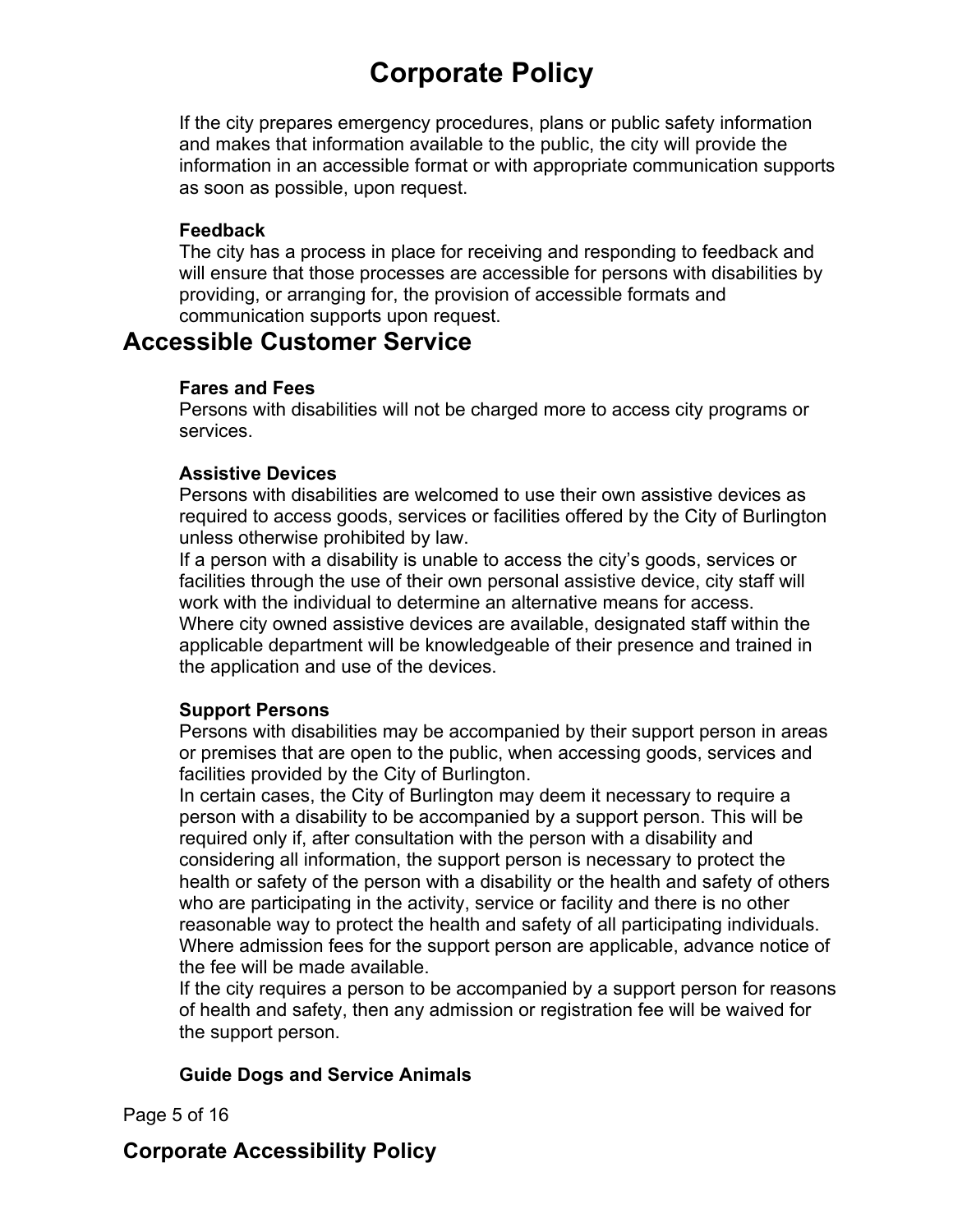If the city prepares emergency procedures, plans or public safety information and makes that information available to the public, the city will provide the information in an accessible format or with appropriate communication supports as soon as possible, upon request.

**Feedback**

The city has a process in place for receiving and responding to feedback and will ensure that those processes are accessible for persons with disabilities by providing, or arranging for, the provision of accessible formats and communication supports upon request.

## Accessible Customer Service

**Fares and Fees**

Persons with disabilities will not be charged more to access city programs or services.

**Assistive Devices**

Persons with disabilities are welcomed to use their own assistive devices as required to access goods, services or facilities offered by the City of Burlington unless otherwise prohibited by law.

If a person with a disability is unable to access the city's goods, services or facilities through the use of their own personal assistive device, city staff will work with the individual to determine an alternative means for access.

Where city owned assistive devices are available, designated staff within the applicable department will be knowledgeable of their presence and trained in the application and use of the devices.

**Support Persons**

Persons with disabilities may be accompanied by their support person in areas or premises that are open to the public, when accessing goods, services and facilities provided by the City of Burlington.

In certain cases, the City of Burlington may deem it necessary to require a person with a disability to be accompanied by a support person. This will be required only if, after consultation with the person with a disability and considering all information, the support person is necessary to protect the health or safety of the person with a disability or the health and safety of others who are participating in the activity, service or facility and there is no other reasonable way to protect the health and safety of all participating individuals.

Where admission fees for the support person are applicable, advance notice of the fee will be made available.

If the city requires a person to be accompanied by a support person for reasons of health and safety, then any admission or registration fee will be waived for the support person.

**Guide Dogs and Service Animals**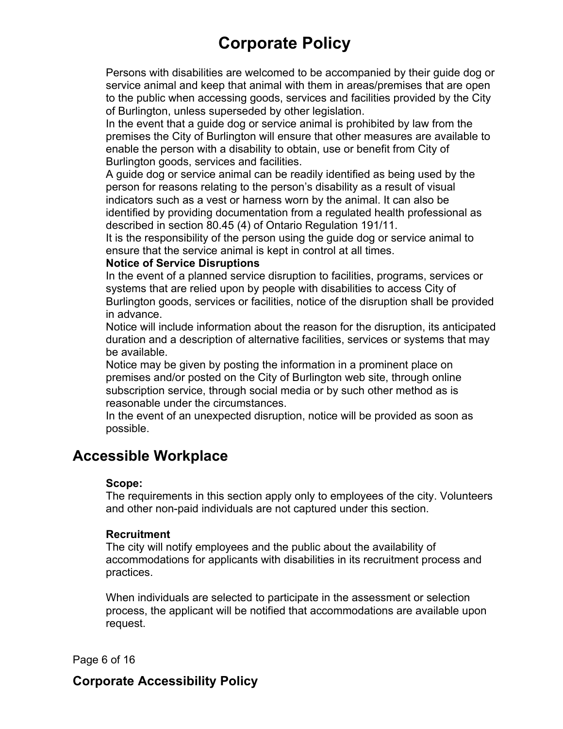Persons with disabilities are welcomed to be accompanied by their guide dog or service animal and keep that animal with them in areas/premises that are open to the public when accessing goods, services and facilities provided by the City of Burlington, unless superseded by other legislation.

In the event that a guide dog or service animal is prohibited by law from the premises the City of Burlington will ensure that other measures are available to enable the person with a disability to obtain, use or benefit from City of Burlington goods, services and facilities.

A guide dog or service animal can be readily identified as being used by the person for reasons relating to the person's disability as a result of visual indicators such as a vest or harness worn by the animal. It can also be identified by providing documentation from a regulated health professional as described in section 80.45 (4) of Ontario Regulation 191/11.

It is the responsibility of the person using the guide dog or service animal to ensure that the service animal is kept in control at all times.

**Notice of Service Disruptions**

In the event of a planned service disruption to facilities, programs, services or systems that are relied upon by people with disabilities to access City of Burlington goods, services or facilities, notice of the disruption shall be provided in advance.

Notice will include information about the reason for the disruption, its anticipated duration and a description of alternative facilities, services or systems that may be available.

Notice may be given by posting the information in a prominent place on premises and/or posted on the City of Burlington web site, through online subscription service, through social media or by such other method as is reasonable under the circumstances.

In the event of an unexpected disruption, notice will be provided as soon as possible.

## Accessible Workplace

**Scope:**

The requirements in this section apply only to employees of the city. Volunteers and other non-paid individuals are not captured under this section.

**Recruitment**

The city will notify employees and the public about the availability of accommodations for applicants with disabilities in its recruitment process and practices.

When individuals are selected to participate in the assessment or selection process, the applicant will be notified that accommodations are available upon request.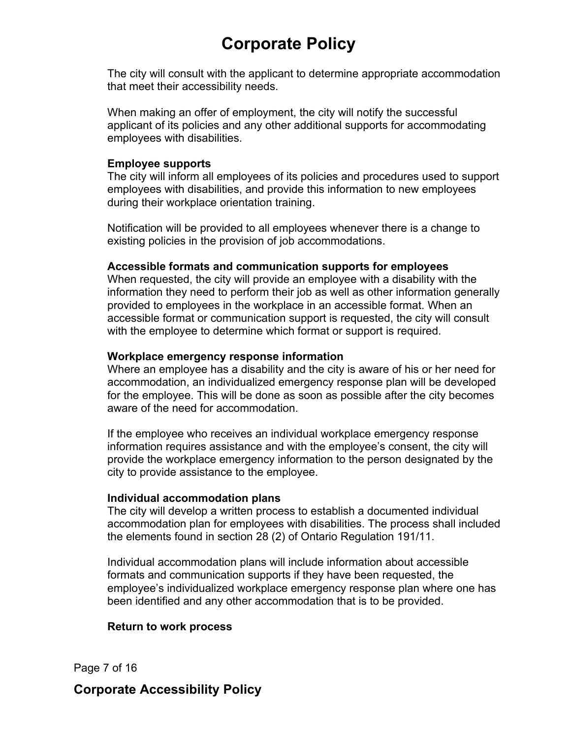The city will consult with the applicant to determine appropriate accommodation that meet their accessibility needs.

When making an offer of employment, the city will notify the successful applicant of its policies and any other additional supports for accommodating employees with disabilities.

**Employee supports**

The city will inform all employees of its policies and procedures used to support employees with disabilities, and provide this information to new employees during their workplace orientation training.

Notification will be provided to all employees whenever there is a change to existing policies in the provision of job accommodations.

**Accessible formats and communication supports for employees**

When requested, the city will provide an employee with a disability with the information they need to perform their job as well as other information generally provided to employees in the workplace in an accessible format. When an accessible format or communication support is requested, the city will consult with the employee to determine which format or support is required.

**Workplace emergency response information**

Where an employee has a disability and the city is aware of his or her need for accommodation, an individualized emergency response plan will be developed for the employee. This will be done as soon as possible after the city becomes aware of the need for accommodation.

If the employee who receives an individual workplace emergency response information requires assistance and with the employee's consent, the city will provide the workplace emergency information to the person designated by the city to provide assistance to the employee.

**Individual accommodation plans**

The city will develop a written process to establish a documented individual accommodation plan for employees with disabilities. The process shall included the elements found in section 28 (2) of Ontario Regulation 191/11.

Individual accommodation plans will include information about accessible formats and communication supports if they have been requested, the employee's individualized workplace emergency response plan where one has been identified and any other accommodation that is to be provided.

**Return to work process**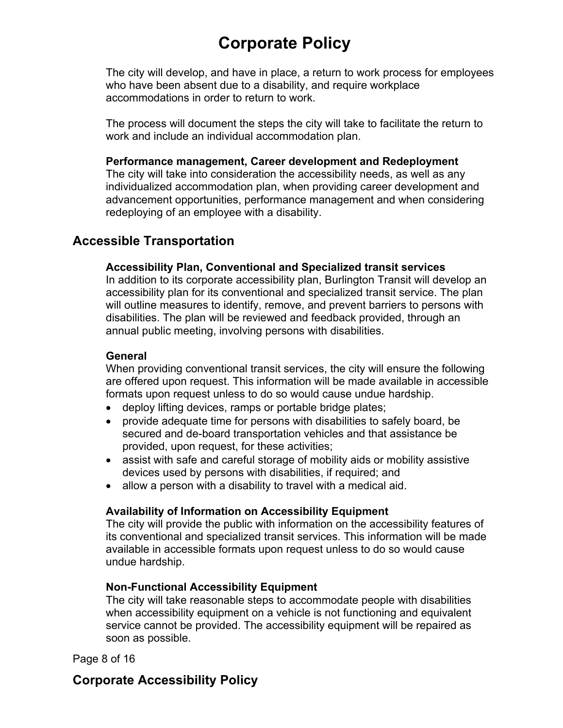The city will develop, and have in place, a return to work process for employees who have been absent due to a disability, and require workplace accommodations in order to return to work.

The process will document the steps the city will take to facilitate the return to work and include an individual accommodation plan.

**Performance management, Career development and Redeployment**
The city will take into consideration the accessibility needs, as well as any individualized accommodation plan, when providing career development and advancement opportunities, performance management and when considering redeploying of an employee with a disability.

## Accessible Transportation

**Accessibility Plan, Conventional and Specialized transit services**
In addition to its corporate accessibility plan, Burlington Transit will develop an accessibility plan for its conventional and specialized transit service. The plan will outline measures to identify, remove, and prevent barriers to persons with disabilities. The plan will be reviewed and feedback provided, through an annual public meeting, involving persons with disabilities.

**General**
When providing conventional transit services, the city will ensure the following are offered upon request. This information will be made available in accessible formats upon request unless to do so would cause undue hardship.

- deploy lifting devices, ramps or portable bridge plates;
- provide adequate time for persons with disabilities to safely board, be secured and de-board transportation vehicles and that assistance be provided, upon request, for these activities;
- assist with safe and careful storage of mobility aids or mobility assistive devices used by persons with disabilities, if required; and
- allow a person with a disability to travel with a medical aid.

**Availability of Information on Accessibility Equipment**
The city will provide the public with information on the accessibility features of its conventional and specialized transit services. This information will be made available in accessible formats upon request unless to do so would cause undue hardship.

**Non-Functional Accessibility Equipment**
The city will take reasonable steps to accommodate people with disabilities when accessibility equipment on a vehicle is not functioning and equivalent service cannot be provided. The accessibility equipment will be repaired as soon as possible.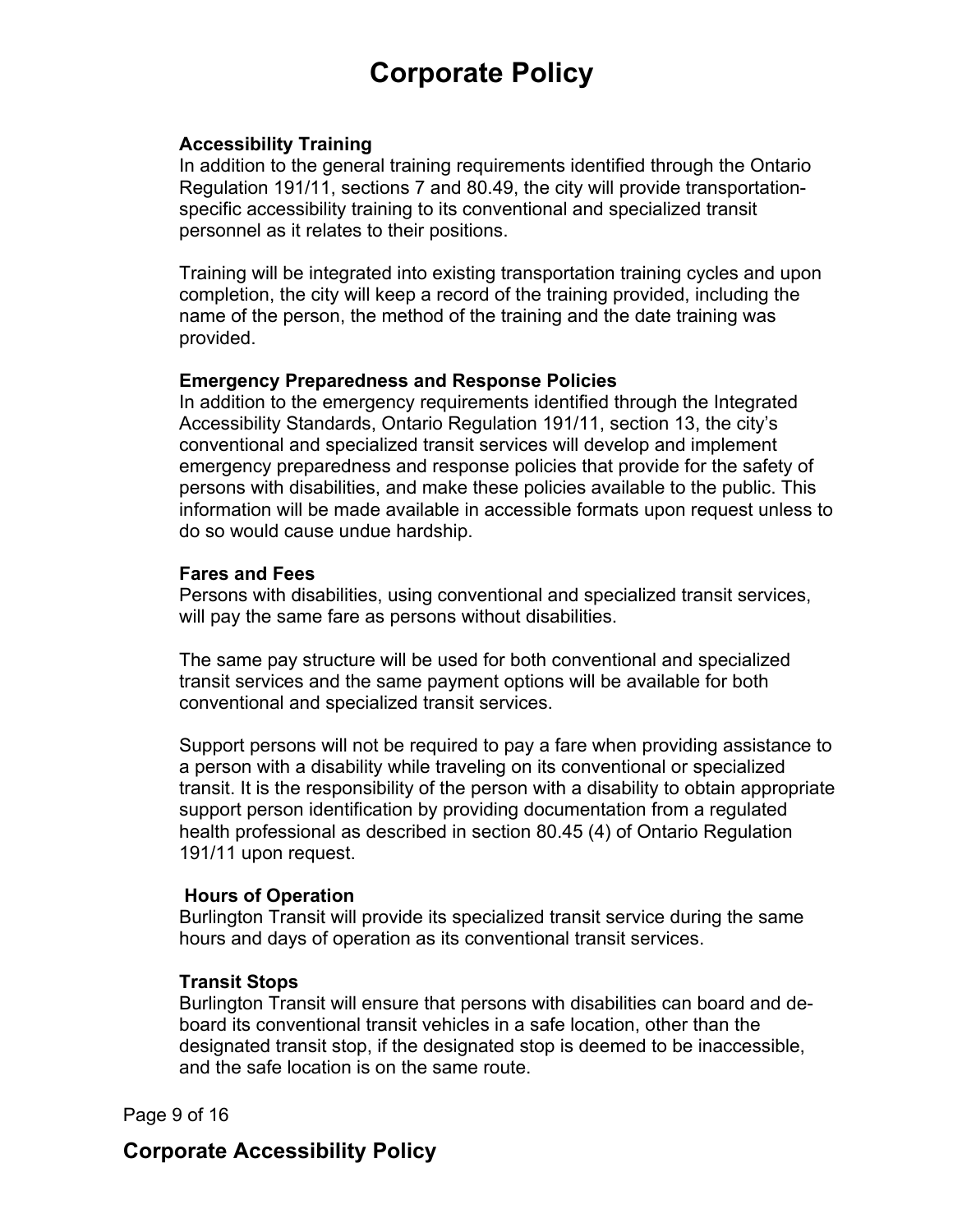### Accessibility Training

In addition to the general training requirements identified through the Ontario Regulation 191/11, sections 7 and 80.49, the city will provide transportation-specific accessibility training to its conventional and specialized transit personnel as it relates to their positions.

Training will be integrated into existing transportation training cycles and upon completion, the city will keep a record of the training provided, including the name of the person, the method of the training and the date training was provided.

### Emergency Preparedness and Response Policies

In addition to the emergency requirements identified through the Integrated Accessibility Standards, Ontario Regulation 191/11, section 13, the city's conventional and specialized transit services will develop and implement emergency preparedness and response policies that provide for the safety of persons with disabilities, and make these policies available to the public. This information will be made available in accessible formats upon request unless to do so would cause undue hardship.

### Fares and Fees

Persons with disabilities, using conventional and specialized transit services, will pay the same fare as persons without disabilities.

The same pay structure will be used for both conventional and specialized transit services and the same payment options will be available for both conventional and specialized transit services.

Support persons will not be required to pay a fare when providing assistance to a person with a disability while traveling on its conventional or specialized transit. It is the responsibility of the person with a disability to obtain appropriate support person identification by providing documentation from a regulated health professional as described in section 80.45 (4) of Ontario Regulation 191/11 upon request.

### Hours of Operation

Burlington Transit will provide its specialized transit service during the same hours and days of operation as its conventional transit services.

### Transit Stops

Burlington Transit will ensure that persons with disabilities can board and de-board its conventional transit vehicles in a safe location, other than the designated transit stop, if the designated stop is deemed to be inaccessible, and the safe location is on the same route.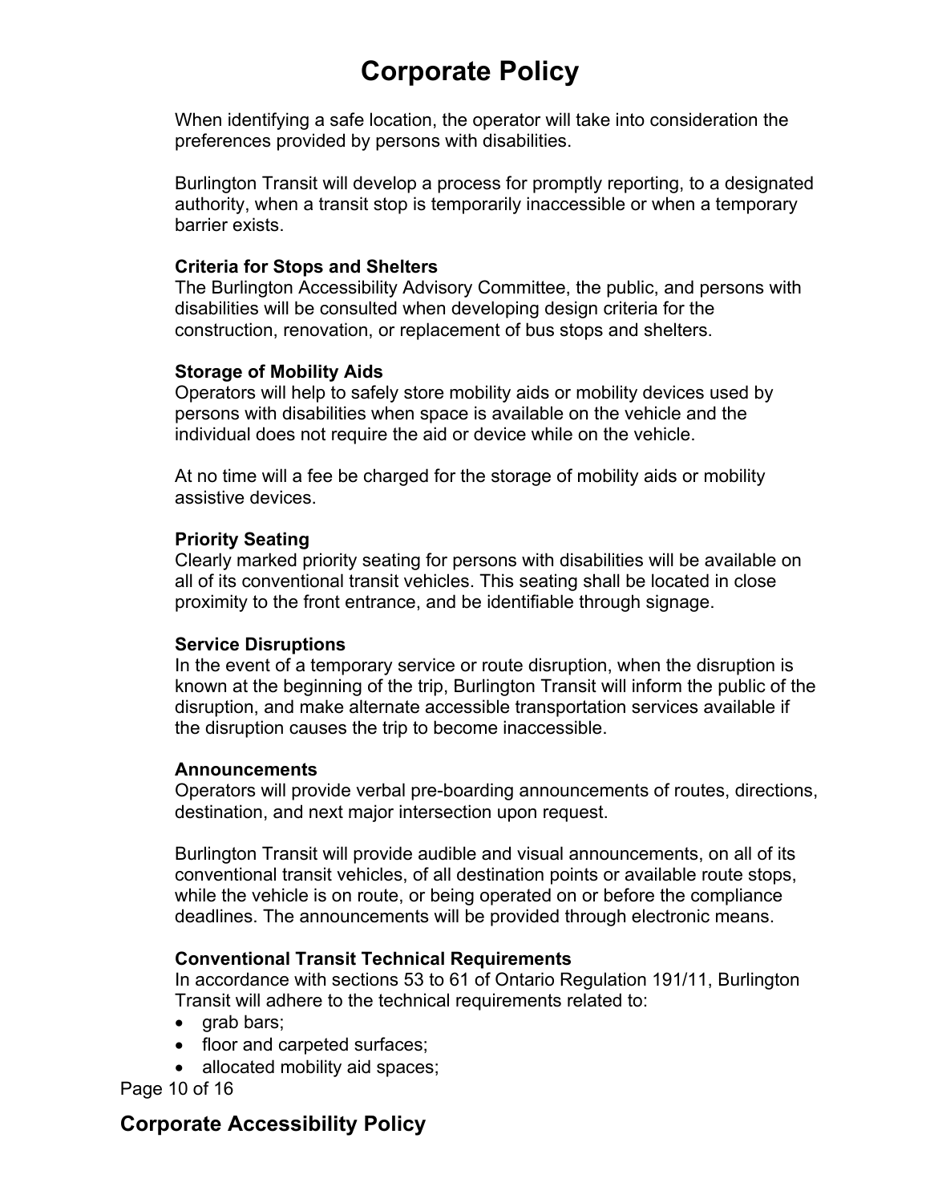When identifying a safe location, the operator will take into consideration the preferences provided by persons with disabilities.

Burlington Transit will develop a process for promptly reporting, to a designated authority, when a transit stop is temporarily inaccessible or when a temporary barrier exists.

**Criteria for Stops and Shelters**
The Burlington Accessibility Advisory Committee, the public, and persons with disabilities will be consulted when developing design criteria for the construction, renovation, or replacement of bus stops and shelters.

**Storage of Mobility Aids**
Operators will help to safely store mobility aids or mobility devices used by persons with disabilities when space is available on the vehicle and the individual does not require the aid or device while on the vehicle.

At no time will a fee be charged for the storage of mobility aids or mobility assistive devices.

**Priority Seating**
Clearly marked priority seating for persons with disabilities will be available on all of its conventional transit vehicles. This seating shall be located in close proximity to the front entrance, and be identifiable through signage.

**Service Disruptions**
In the event of a temporary service or route disruption, when the disruption is known at the beginning of the trip, Burlington Transit will inform the public of the disruption, and make alternate accessible transportation services available if the disruption causes the trip to become inaccessible.

**Announcements**
Operators will provide verbal pre-boarding announcements of routes, directions, destination, and next major intersection upon request.

Burlington Transit will provide audible and visual announcements, on all of its conventional transit vehicles, of all destination points or available route stops, while the vehicle is on route, or being operated on or before the compliance deadlines. The announcements will be provided through electronic means.

**Conventional Transit Technical Requirements**
In accordance with sections 53 to 61 of Ontario Regulation 191/11, Burlington Transit will adhere to the technical requirements related to:

- grab bars;
- floor and carpeted surfaces;
- allocated mobility aid spaces;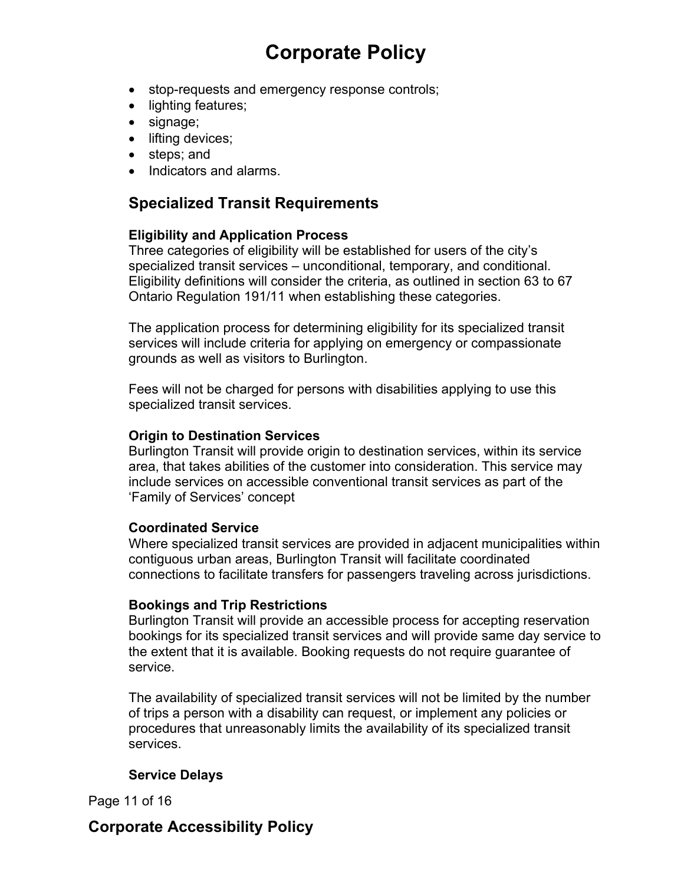- stop-requests and emergency response controls;
- lighting features;
- signage;
- lifting devices;
- steps; and
- Indicators and alarms.

## Specialized Transit Requirements

### Eligibility and Application Process

Three categories of eligibility will be established for users of the city's specialized transit services – unconditional, temporary, and conditional. Eligibility definitions will consider the criteria, as outlined in section 63 to 67 Ontario Regulation 191/11 when establishing these categories.

The application process for determining eligibility for its specialized transit services will include criteria for applying on emergency or compassionate grounds as well as visitors to Burlington.

Fees will not be charged for persons with disabilities applying to use this specialized transit services.

### Origin to Destination Services

Burlington Transit will provide origin to destination services, within its service area, that takes abilities of the customer into consideration. This service may include services on accessible conventional transit services as part of the 'Family of Services' concept

### Coordinated Service

Where specialized transit services are provided in adjacent municipalities within contiguous urban areas, Burlington Transit will facilitate coordinated connections to facilitate transfers for passengers traveling across jurisdictions.

### Bookings and Trip Restrictions

Burlington Transit will provide an accessible process for accepting reservation bookings for its specialized transit services and will provide same day service to the extent that it is available. Booking requests do not require guarantee of service.

The availability of specialized transit services will not be limited by the number of trips a person with a disability can request, or implement any policies or procedures that unreasonably limits the availability of its specialized transit services.

### Service Delays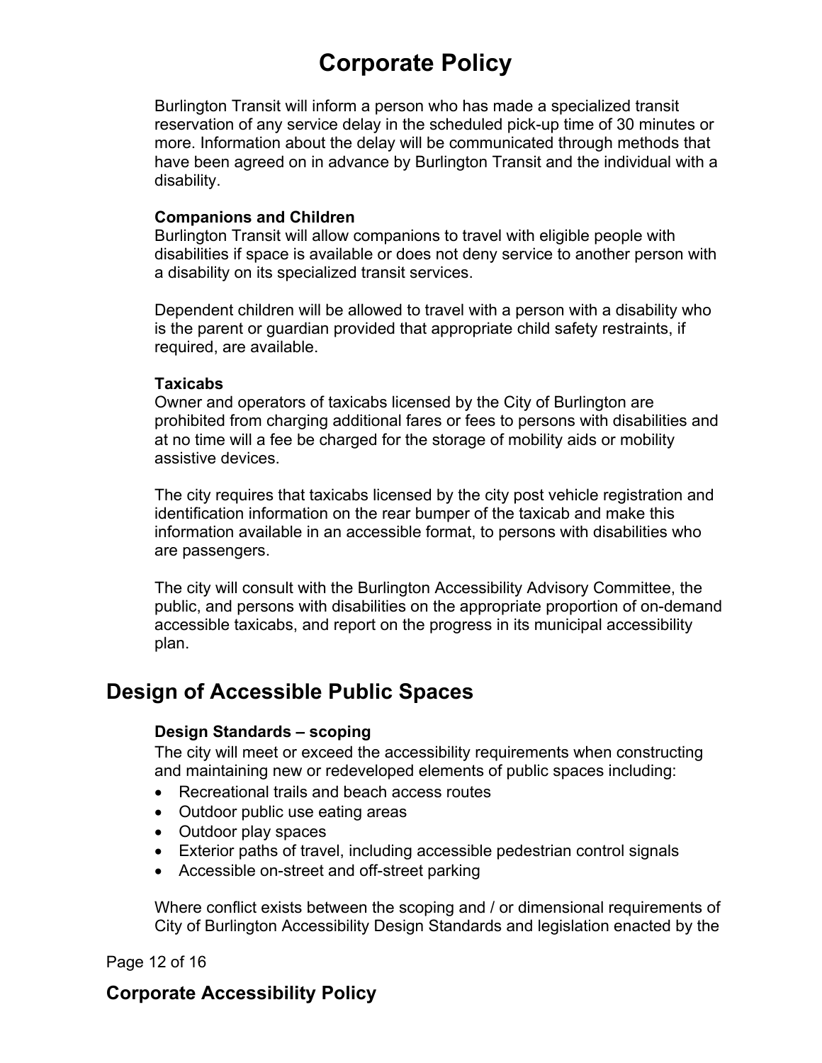Burlington Transit will inform a person who has made a specialized transit reservation of any service delay in the scheduled pick-up time of 30 minutes or more. Information about the delay will be communicated through methods that have been agreed on in advance by Burlington Transit and the individual with a disability.

**Companions and Children**
Burlington Transit will allow companions to travel with eligible people with disabilities if space is available or does not deny service to another person with a disability on its specialized transit services.

Dependent children will be allowed to travel with a person with a disability who is the parent or guardian provided that appropriate child safety restraints, if required, are available.

**Taxicabs**
Owner and operators of taxicabs licensed by the City of Burlington are prohibited from charging additional fares or fees to persons with disabilities and at no time will a fee be charged for the storage of mobility aids or mobility assistive devices.

The city requires that taxicabs licensed by the city post vehicle registration and identification information on the rear bumper of the taxicab and make this information available in an accessible format, to persons with disabilities who are passengers.

The city will consult with the Burlington Accessibility Advisory Committee, the public, and persons with disabilities on the appropriate proportion of on-demand accessible taxicabs, and report on the progress in its municipal accessibility plan.

## Design of Accessible Public Spaces

**Design Standards – scoping**
The city will meet or exceed the accessibility requirements when constructing and maintaining new or redeveloped elements of public spaces including:

- Recreational trails and beach access routes
- Outdoor public use eating areas
- Outdoor play spaces
- Exterior paths of travel, including accessible pedestrian control signals
- Accessible on-street and off-street parking

Where conflict exists between the scoping and / or dimensional requirements of City of Burlington Accessibility Design Standards and legislation enacted by the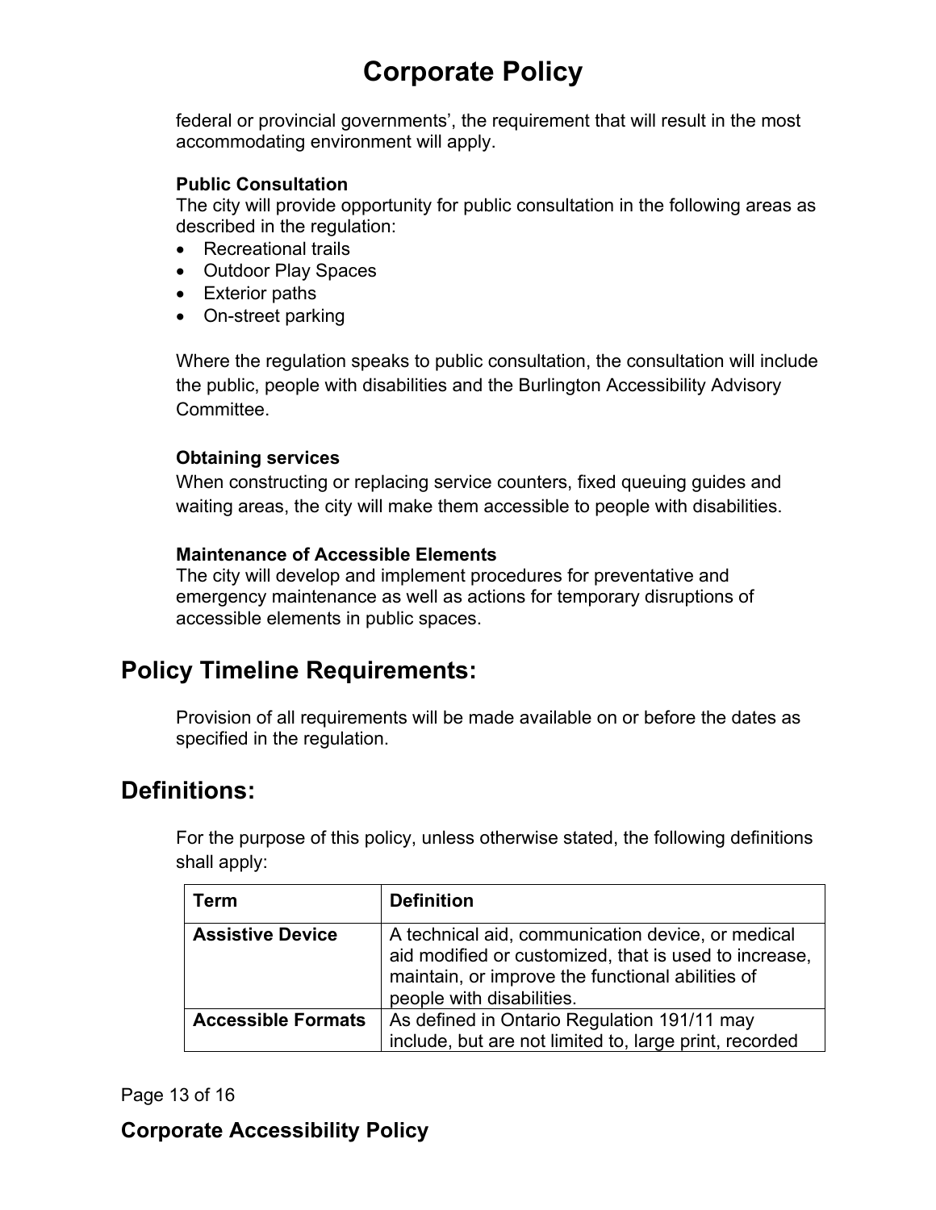federal or provincial governments', the requirement that will result in the most accommodating environment will apply.

### Public Consultation

The city will provide opportunity for public consultation in the following areas as described in the regulation:

- Recreational trails
- Outdoor Play Spaces
- Exterior paths
- On-street parking

Where the regulation speaks to public consultation, the consultation will include the public, people with disabilities and the Burlington Accessibility Advisory Committee.

### Obtaining services

When constructing or replacing service counters, fixed queuing guides and waiting areas, the city will make them accessible to people with disabilities.

### Maintenance of Accessible Elements

The city will develop and implement procedures for preventative and emergency maintenance as well as actions for temporary disruptions of accessible elements in public spaces.

## Policy Timeline Requirements:

Provision of all requirements will be made available on or before the dates as specified in the regulation.

## Definitions:

For the purpose of this policy, unless otherwise stated, the following definitions shall apply:

| Term | Definition |
| --- | --- |
| **Assistive Device** | A technical aid, communication device, or medical aid modified or customized, that is used to increase, maintain, or improve the functional abilities of people with disabilities. |
| **Accessible Formats** | As defined in Ontario Regulation 191/11 may include, but are not limited to, large print, recorded |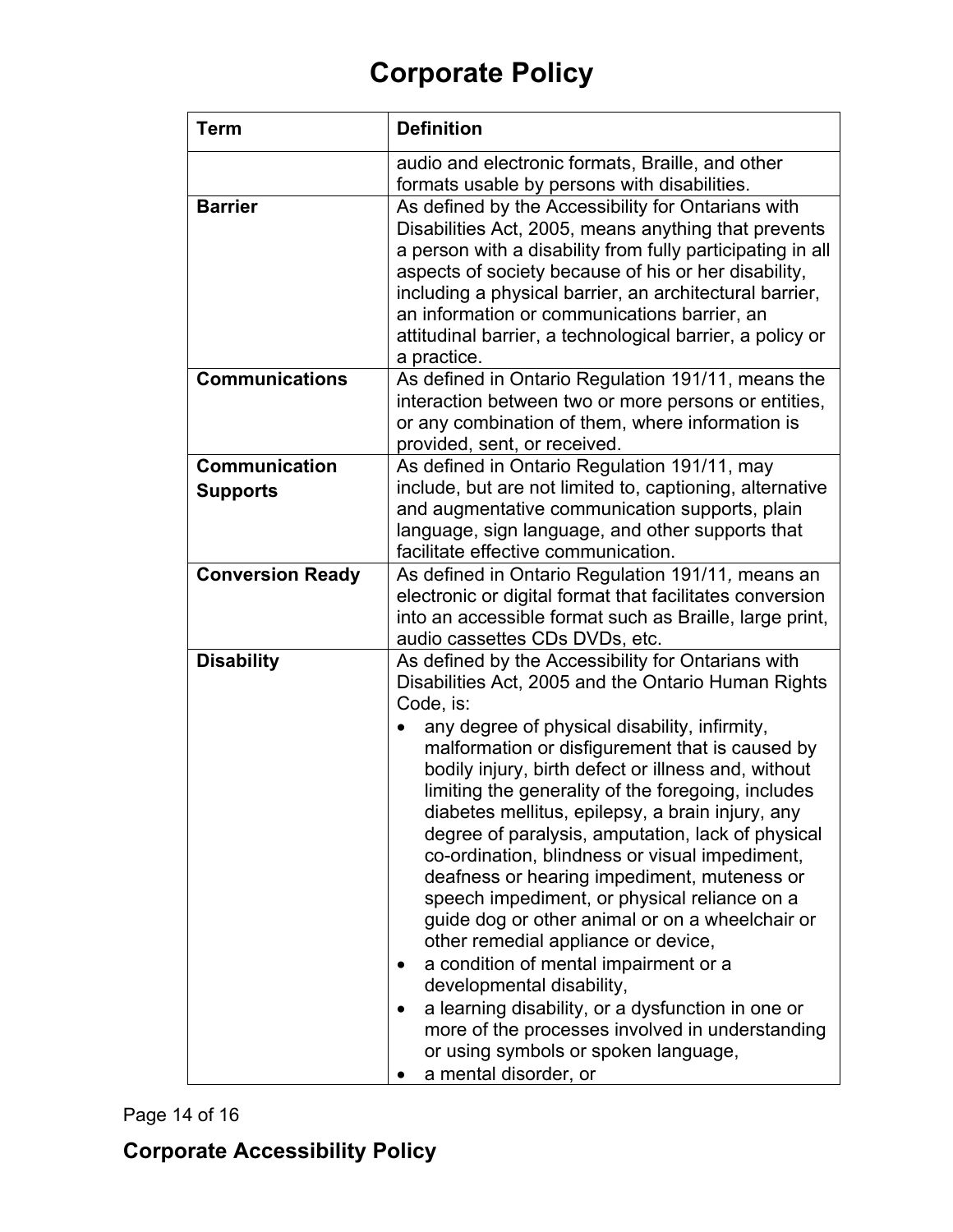# Corporate Policy

| Term | Definition |
|---|---|
| | audio and electronic formats, Braille, and other formats usable by persons with disabilities. |
| **Barrier** | As defined by the Accessibility for Ontarians with Disabilities Act, 2005, means anything that prevents a person with a disability from fully participating in all aspects of society because of his or her disability, including a physical barrier, an architectural barrier, an information or communications barrier, an attitudinal barrier, a technological barrier, a policy or a practice. |
| **Communications** | As defined in Ontario Regulation 191/11, means the interaction between two or more persons or entities, or any combination of them, where information is provided, sent, or received. |
| **Communication Supports** | As defined in Ontario Regulation 191/11, may include, but are not limited to, captioning, alternative and augmentative communication supports, plain language, sign language, and other supports that facilitate effective communication. |
| **Conversion Ready** | As defined in Ontario Regulation 191/11*,* means an electronic or digital format that facilitates conversion into an accessible format such as Braille, large print, audio cassettes CDs DVDs, etc. |
| **Disability** | As defined by the Accessibility for Ontarians with Disabilities Act, 2005 and the Ontario Human Rights Code, is:<br>• any degree of physical disability, infirmity, malformation or disfigurement that is caused by bodily injury, birth defect or illness and, without limiting the generality of the foregoing, includes diabetes mellitus, epilepsy, a brain injury, any degree of paralysis, amputation, lack of physical co-ordination, blindness or visual impediment, deafness or hearing impediment, muteness or speech impediment, or physical reliance on a guide dog or other animal or on a wheelchair or other remedial appliance or device,<br>• a condition of mental impairment or a developmental disability,<br>• a learning disability, or a dysfunction in one or more of the processes involved in understanding or using symbols or spoken language,<br>• a mental disorder, or |

**Corporate Accessibility Policy**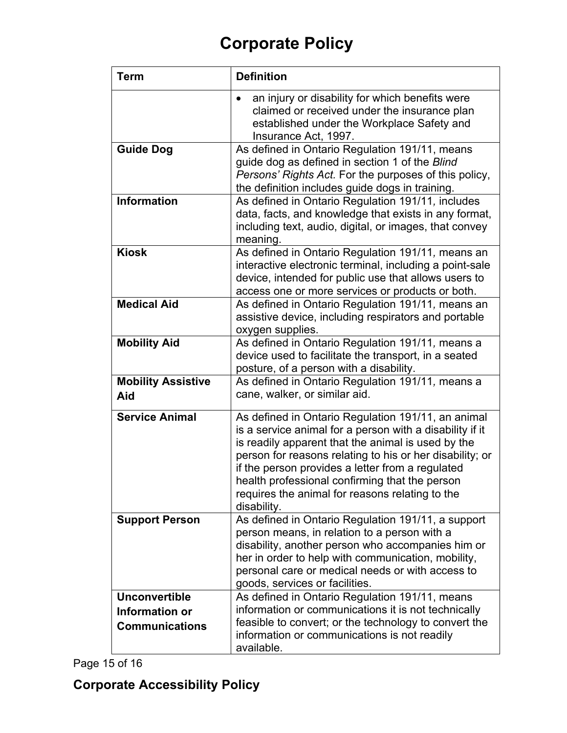| Term | Definition |
| --- | --- |
| | • an injury or disability for which benefits were claimed or received under the insurance plan established under the Workplace Safety and Insurance Act, 1997. |
| **Guide Dog** | As defined in Ontario Regulation 191/11, means guide dog as defined in section 1 of the *Blind Persons' Rights Act.* For the purposes of this policy, the definition includes guide dogs in training. |
| **Information** | As defined in Ontario Regulation 191/11*,* includes data, facts, and knowledge that exists in any format, including text, audio, digital, or images, that convey meaning. |
| **Kiosk** | As defined in Ontario Regulation 191/11*,* means an interactive electronic terminal, including a point-sale device, intended for public use that allows users to access one or more services or products or both. |
| **Medical Aid** | As defined in Ontario Regulation 191/11*,* means an assistive device, including respirators and portable oxygen supplies. |
| **Mobility Aid** | As defined in Ontario Regulation 191/11*,* means a device used to facilitate the transport, in a seated posture, of a person with a disability. |
| **Mobility Assistive Aid** | As defined in Ontario Regulation 191/11*,* means a cane, walker, or similar aid. |
| **Service Animal** | As defined in Ontario Regulation 191/11, an animal is a service animal for a person with a disability if it is readily apparent that the animal is used by the person for reasons relating to his or her disability; or if the person provides a letter from a regulated health professional confirming that the person requires the animal for reasons relating to the disability. |
| **Support Person** | As defined in Ontario Regulation 191/11, a support person means, in relation to a person with a disability, another person who accompanies him or her in order to help with communication, mobility, personal care or medical needs or with access to goods, services or facilities. |
| **Unconvertible Information or Communications** | As defined in Ontario Regulation 191/11, means information or communications it is not technically feasible to convert; or the technology to convert the information or communications is not readily available. |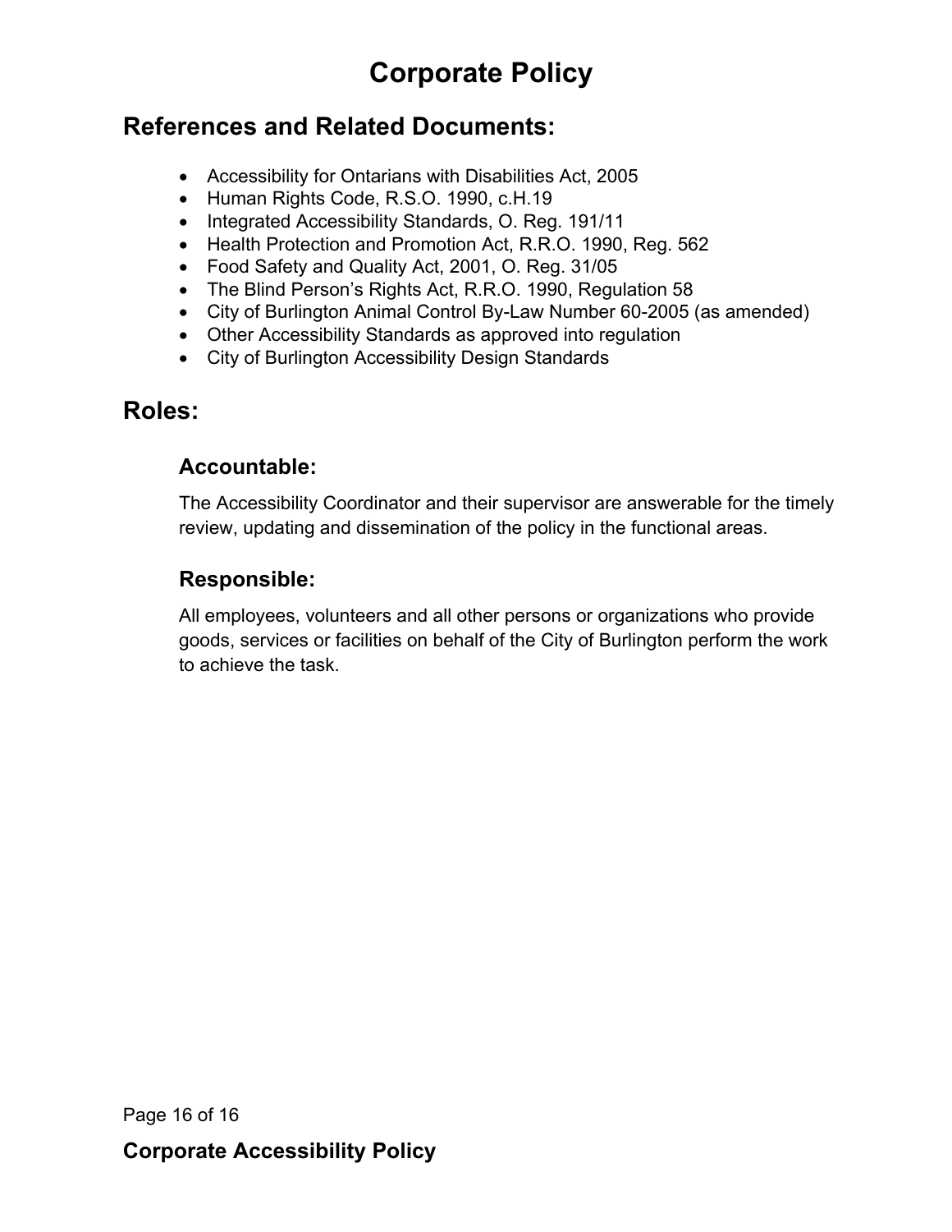# Corporate Policy

## References and Related Documents:

- Accessibility for Ontarians with Disabilities Act, 2005
- Human Rights Code, R.S.O. 1990, c.H.19
- Integrated Accessibility Standards, O. Reg. 191/11
- Health Protection and Promotion Act, R.R.O. 1990, Reg. 562
- Food Safety and Quality Act, 2001, O. Reg. 31/05
- The Blind Person's Rights Act, R.R.O. 1990, Regulation 58
- City of Burlington Animal Control By-Law Number 60-2005 (as amended)
- Other Accessibility Standards as approved into regulation
- City of Burlington Accessibility Design Standards

## Roles:

### Accountable:

The Accessibility Coordinator and their supervisor are answerable for the timely review, updating and dissemination of the policy in the functional areas.

### Responsible:

All employees, volunteers and all other persons or organizations who provide goods, services or facilities on behalf of the City of Burlington perform the work to achieve the task.